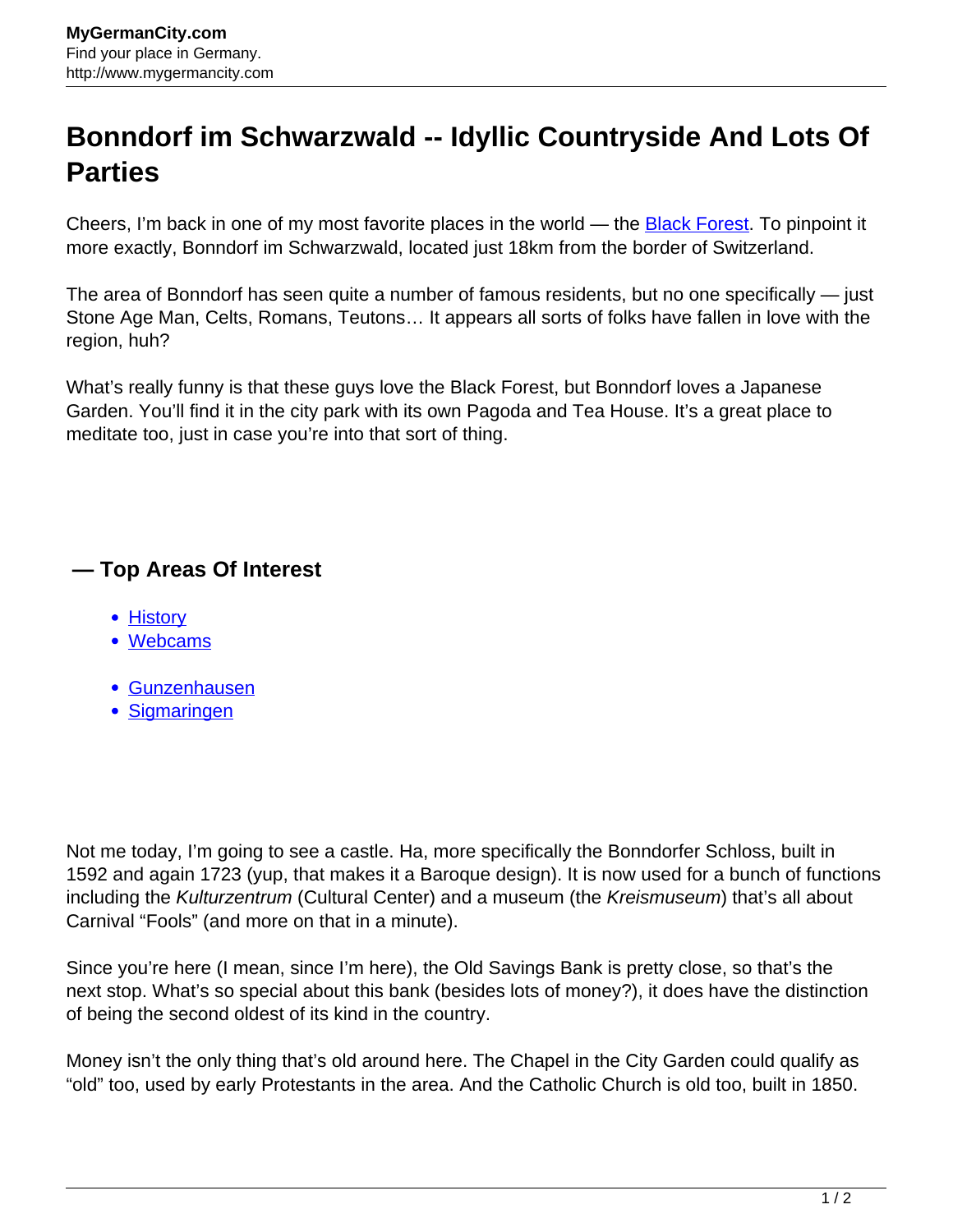# Bonndorf im Schwarzwald -- Idyllic Countryside And Lots Of Parties

Cheers, I'm back in one of my most favorite places in the world — the [Black Forest](). To pinpoint it more exactly, Bonndorf im Schwarzwald, located just 18km from the border of Switzerland.

The area of Bonndorf has seen quite a number of famous residents, but no one specifically — just Stone Age Man, Celts, Romans, Teutons… It appears all sorts of folks have fallen in love with the region, huh?

What's really funny is that these guys love the Black Forest, but Bonndorf loves a Japanese Garden. You'll find it in the city park with its own Pagoda and Tea House. It's a great place to meditate too, just in case you're into that sort of thing.

### — Top Areas Of Interest

- [History]()
- [Webcams]()

- [Gunzenhausen]()
- [Sigmaringen]()

Not me today, I'm going to see a castle. Ha, more specifically the Bonndorfer Schloss, built in 1592 and again 1723 (yup, that makes it a Baroque design). It is now used for a bunch of functions including the *Kulturzentrum* (Cultural Center) and a museum (the *Kreismuseum*) that's all about Carnival "Fools" (and more on that in a minute).

Since you're here (I mean, since I'm here), the Old Savings Bank is pretty close, so that's the next stop. What's so special about this bank (besides lots of money?), it does have the distinction of being the second oldest of its kind in the country.

Money isn't the only thing that's old around here. The Chapel in the City Garden could qualify as "old" too, used by early Protestants in the area. And the Catholic Church is old too, built in 1850.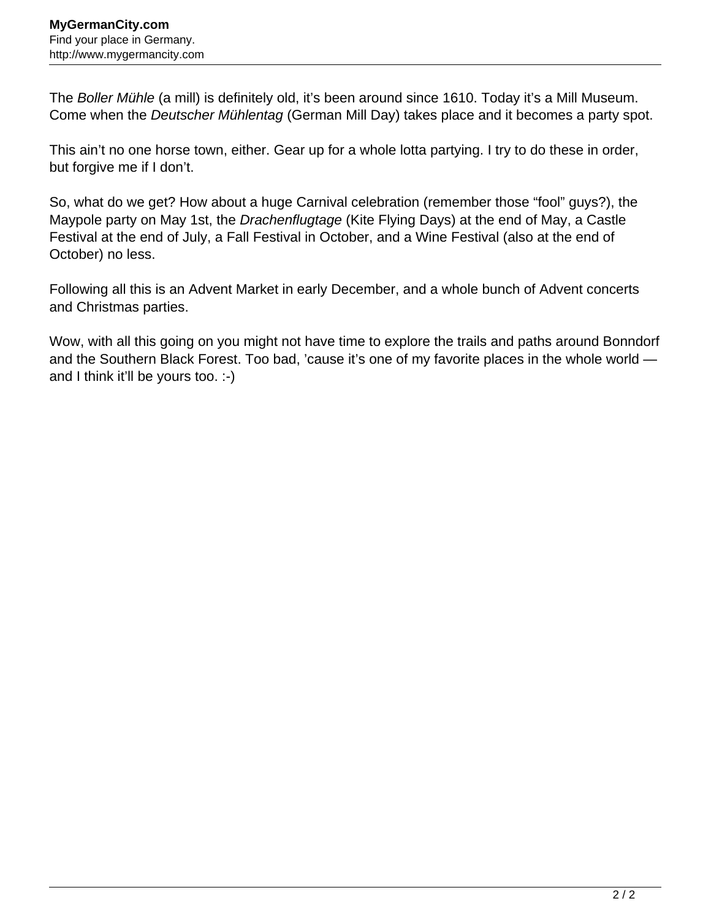The *Boller Mühle* (a mill) is definitely old, it's been around since 1610. Today it's a Mill Museum. Come when the *Deutscher Mühlentag* (German Mill Day) takes place and it becomes a party spot.

This ain't no one horse town, either. Gear up for a whole lotta partying. I try to do these in order, but forgive me if I don't.

So, what do we get? How about a huge Carnival celebration (remember those "fool" guys?), the Maypole party on May 1st, the *Drachenflugtage* (Kite Flying Days) at the end of May, a Castle Festival at the end of July, a Fall Festival in October, and a Wine Festival (also at the end of October) no less.

Following all this is an Advent Market in early December, and a whole bunch of Advent concerts and Christmas parties.

Wow, with all this going on you might not have time to explore the trails and paths around Bonndorf and the Southern Black Forest. Too bad, 'cause it's one of my favorite places in the whole world — and I think it'll be yours too. :-)